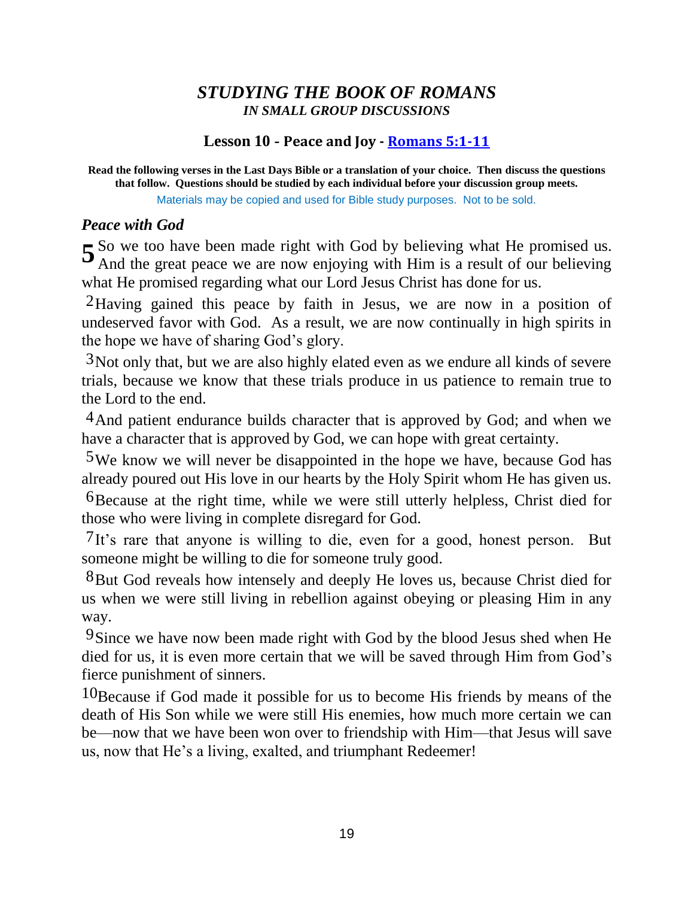# *STUDYING THE BOOK OF ROMANS*
## *IN SMALL GROUP DISCUSSIONS*

### Lesson 10 - Peace and Joy - [Romans 5:1-11](Romans 5:1-11)

**Read the following verses in the Last Days Bible or a translation of your choice. Then discuss the questions that follow. Questions should be studied by each individual before your discussion group meets.**

Materials may be copied and used for Bible study purposes. Not to be sold.

### *Peace with God*

**5** So we too have been made right with God by believing what He promised us. And the great peace we are now enjoying with Him is a result of our believing what He promised regarding what our Lord Jesus Christ has done for us.

2 Having gained this peace by faith in Jesus, we are now in a position of undeserved favor with God. As a result, we are now continually in high spirits in the hope we have of sharing God's glory.

3 Not only that, but we are also highly elated even as we endure all kinds of severe trials, because we know that these trials produce in us patience to remain true to the Lord to the end.

4 And patient endurance builds character that is approved by God; and when we have a character that is approved by God, we can hope with great certainty.

5 We know we will never be disappointed in the hope we have, because God has already poured out His love in our hearts by the Holy Spirit whom He has given us.

6 Because at the right time, while we were still utterly helpless, Christ died for those who were living in complete disregard for God.

7 It's rare that anyone is willing to die, even for a good, honest person. But someone might be willing to die for someone truly good.

8 But God reveals how intensely and deeply He loves us, because Christ died for us when we were still living in rebellion against obeying or pleasing Him in any way.

9 Since we have now been made right with God by the blood Jesus shed when He died for us, it is even more certain that we will be saved through Him from God's fierce punishment of sinners.

10 Because if God made it possible for us to become His friends by means of the death of His Son while we were still His enemies, how much more certain we can be—now that we have been won over to friendship with Him—that Jesus will save us, now that He's a living, exalted, and triumphant Redeemer!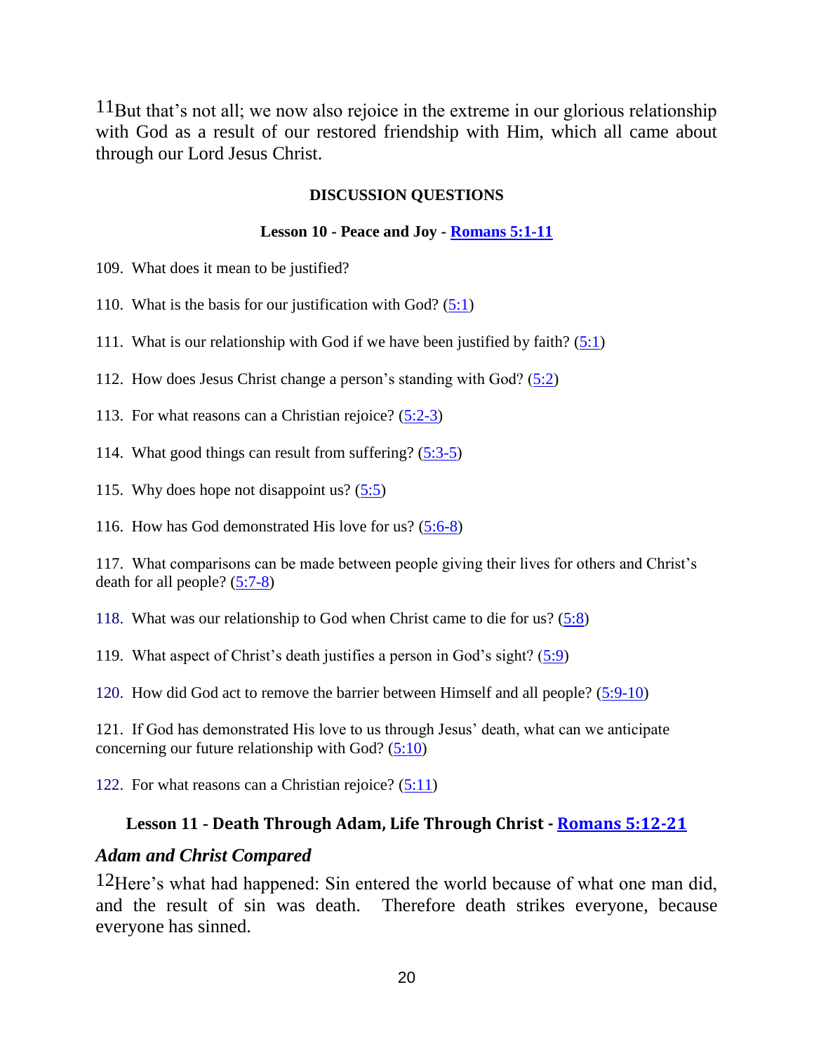11But that's not all; we now also rejoice in the extreme in our glorious relationship with God as a result of our restored friendship with Him, which all came about through our Lord Jesus Christ.

**DISCUSSION QUESTIONS**

**Lesson 10 - Peace and Joy - Romans 5:1-11**

109. What does it mean to be justified?

110. What is the basis for our justification with God? (5:1)

111. What is our relationship with God if we have been justified by faith? (5:1)

112. How does Jesus Christ change a person's standing with God? (5:2)

113. For what reasons can a Christian rejoice? (5:2-3)

114. What good things can result from suffering? (5:3-5)

115. Why does hope not disappoint us? (5:5)

116. How has God demonstrated His love for us? (5:6-8)

117. What comparisons can be made between people giving their lives for others and Christ's death for all people? (5:7-8)

118. What was our relationship to God when Christ came to die for us? (5:8)

119. What aspect of Christ's death justifies a person in God's sight? (5:9)

120. How did God act to remove the barrier between Himself and all people? (5:9-10)

121. If God has demonstrated His love to us through Jesus' death, what can we anticipate concerning our future relationship with God? (5:10)

122. For what reasons can a Christian rejoice? (5:11)

## Lesson 11 - Death Through Adam, Life Through Christ - Romans 5:12-21

### *Adam and Christ Compared*

12Here's what had happened: Sin entered the world because of what one man did, and the result of sin was death. Therefore death strikes everyone, because everyone has sinned.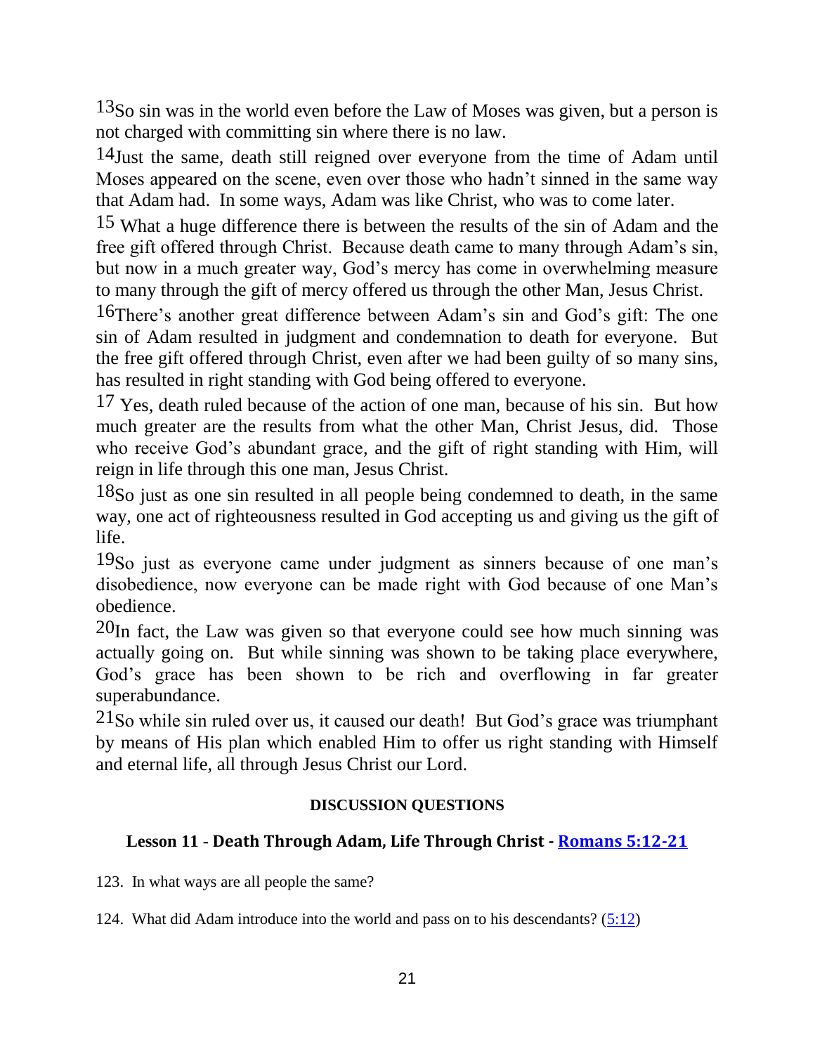13So sin was in the world even before the Law of Moses was given, but a person is not charged with committing sin where there is no law.

14Just the same, death still reigned over everyone from the time of Adam until Moses appeared on the scene, even over those who hadn't sinned in the same way that Adam had. In some ways, Adam was like Christ, who was to come later.

15 What a huge difference there is between the results of the sin of Adam and the free gift offered through Christ. Because death came to many through Adam's sin, but now in a much greater way, God's mercy has come in overwhelming measure to many through the gift of mercy offered us through the other Man, Jesus Christ.

16There's another great difference between Adam's sin and God's gift: The one sin of Adam resulted in judgment and condemnation to death for everyone. But the free gift offered through Christ, even after we had been guilty of so many sins, has resulted in right standing with God being offered to everyone.

17 Yes, death ruled because of the action of one man, because of his sin. But how much greater are the results from what the other Man, Christ Jesus, did. Those who receive God's abundant grace, and the gift of right standing with Him, will reign in life through this one man, Jesus Christ.

18So just as one sin resulted in all people being condemned to death, in the same way, one act of righteousness resulted in God accepting us and giving us the gift of life.

19So just as everyone came under judgment as sinners because of one man's disobedience, now everyone can be made right with God because of one Man's obedience.

20In fact, the Law was given so that everyone could see how much sinning was actually going on. But while sinning was shown to be taking place everywhere, God's grace has been shown to be rich and overflowing in far greater superabundance.

21So while sin ruled over us, it caused our death! But God's grace was triumphant by means of His plan which enabled Him to offer us right standing with Himself and eternal life, all through Jesus Christ our Lord.

**DISCUSSION QUESTIONS**

### Lesson 11 - Death Through Adam, Life Through Christ - Romans 5:12-21

123. In what ways are all people the same?

124. What did Adam introduce into the world and pass on to his descendants? (5:12)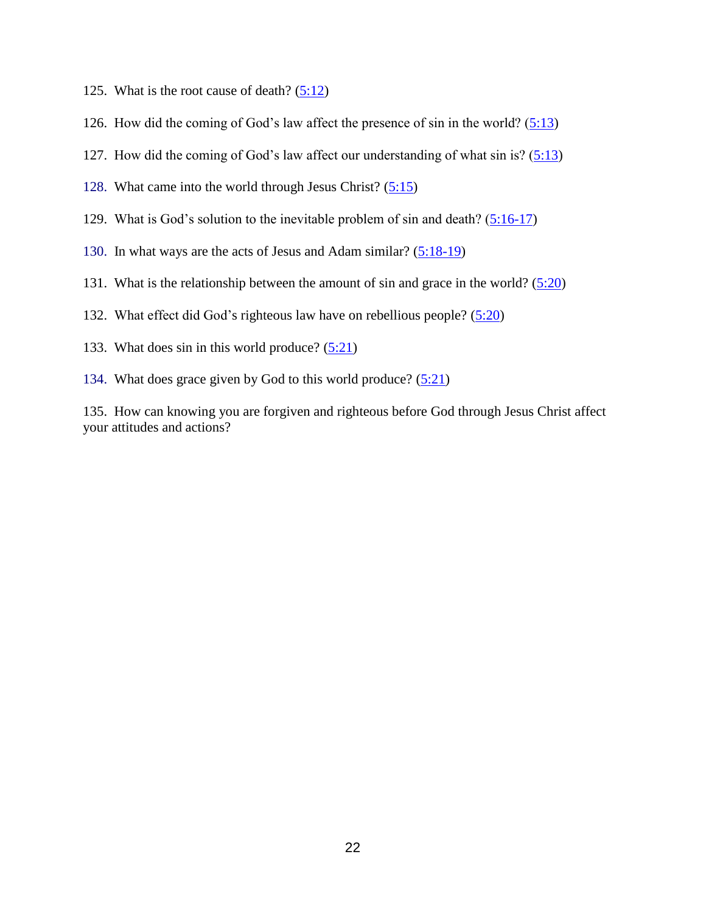125. What is the root cause of death? (5:12)

126. How did the coming of God's law affect the presence of sin in the world? (5:13)

127. How did the coming of God's law affect our understanding of what sin is? (5:13)

128. What came into the world through Jesus Christ? (5:15)

129. What is God's solution to the inevitable problem of sin and death? (5:16-17)

130. In what ways are the acts of Jesus and Adam similar? (5:18-19)

131. What is the relationship between the amount of sin and grace in the world? (5:20)

132. What effect did God's righteous law have on rebellious people? (5:20)

133. What does sin in this world produce? (5:21)

134. What does grace given by God to this world produce? (5:21)

135. How can knowing you are forgiven and righteous before God through Jesus Christ affect your attitudes and actions?